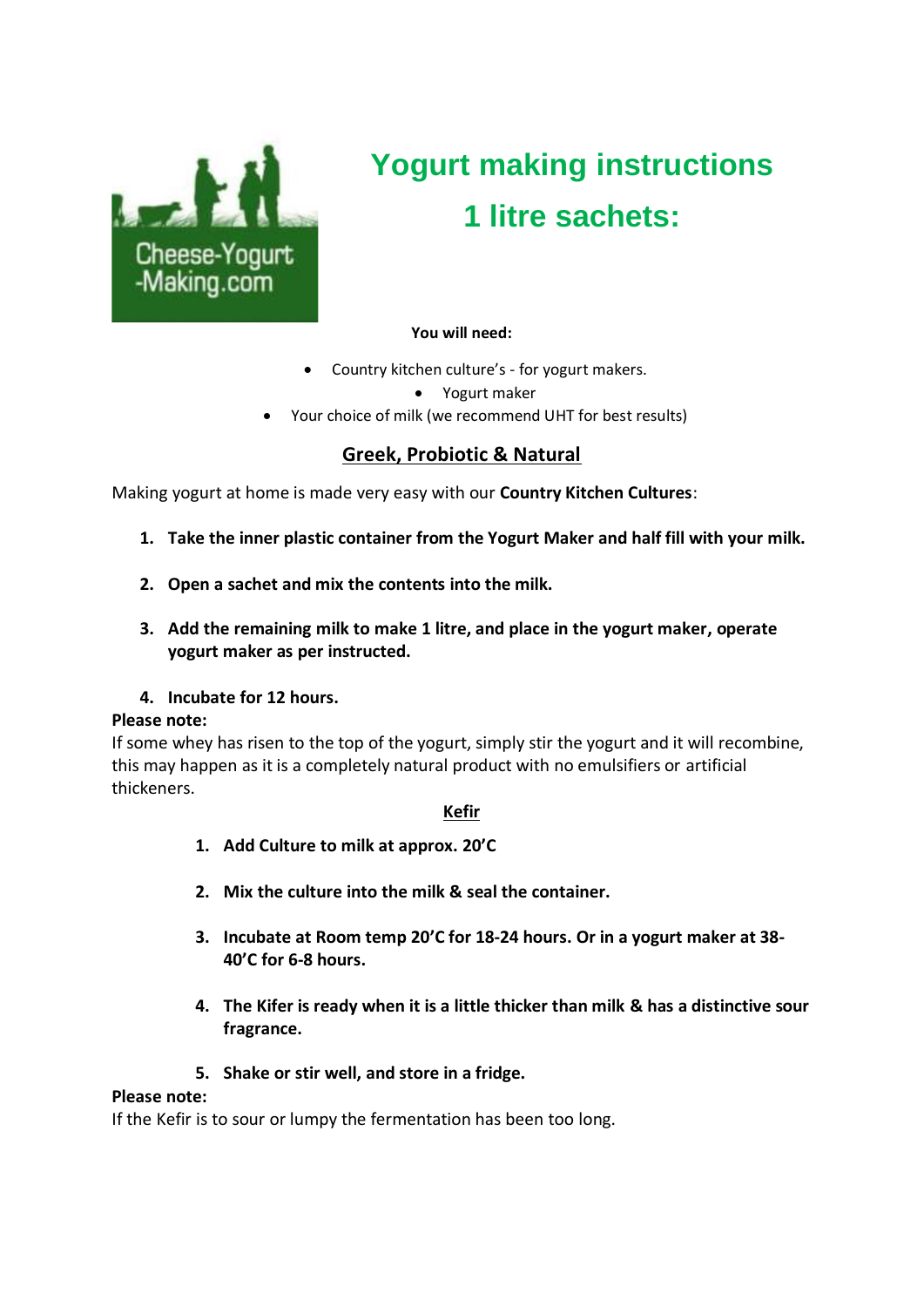Cheese-Yogurt -Making.com

# Yogurt making instructions

# 1 litre sachets:

**You will need:**

- Country kitchen culture's - for yogurt makers.
- Yogurt maker
- Your choice of milk (we recommend UHT for best results)

## Greek, Probiotic & Natural

Making yogurt at home is made very easy with our **Country Kitchen Cultures**:

1. **Take the inner plastic container from the Yogurt Maker and half fill with your milk.**
2. **Open a sachet and mix the contents into the milk.**
3. **Add the remaining milk to make 1 litre, and place in the yogurt maker, operate yogurt maker as per instructed.**
4. **Incubate for 12 hours.**

**Please note:**
If some whey has risen to the top of the yogurt, simply stir the yogurt and it will recombine, this may happen as it is a completely natural product with no emulsifiers or artificial thickeners.

## Kefir

1. **Add Culture to milk at approx. 20'C**
2. **Mix the culture into the milk & seal the container.**
3. **Incubate at Room temp 20'C for 18-24 hours. Or in a yogurt maker at 38-40'C for 6-8 hours.**
4. **The Kifer is ready when it is a little thicker than milk & has a distinctive sour fragrance.**
5. **Shake or stir well, and store in a fridge.**

**Please note:**
If the Kefir is to sour or lumpy the fermentation has been too long.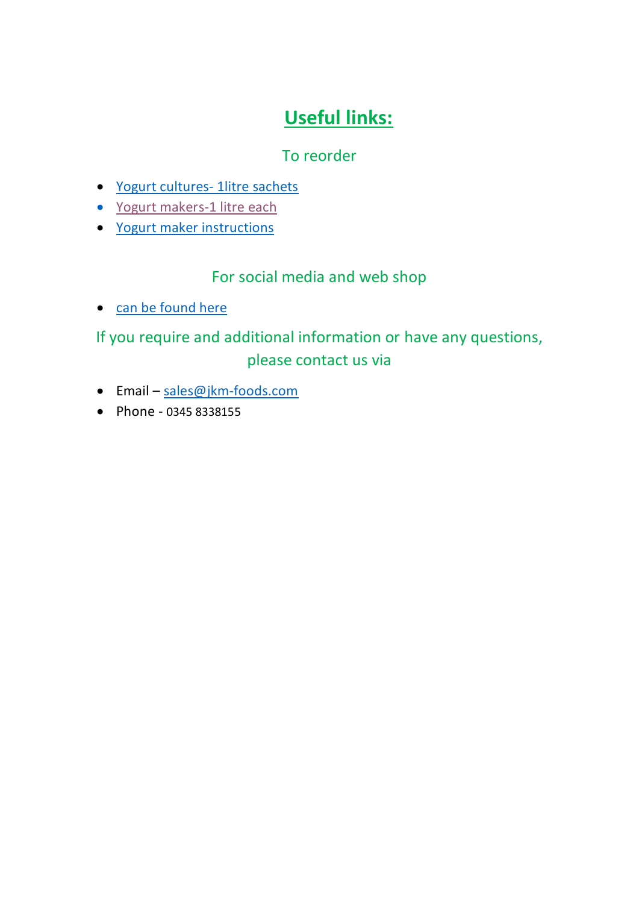## Useful links:

To reorder

- Yogurt cultures- 1litre sachets
- Yogurt makers-1 litre each
- Yogurt maker instructions

For social media and web shop

- can be found here

If you require and additional information or have any questions, please contact us via

- Email – sales@jkm-foods.com
- Phone - 0345 8338155